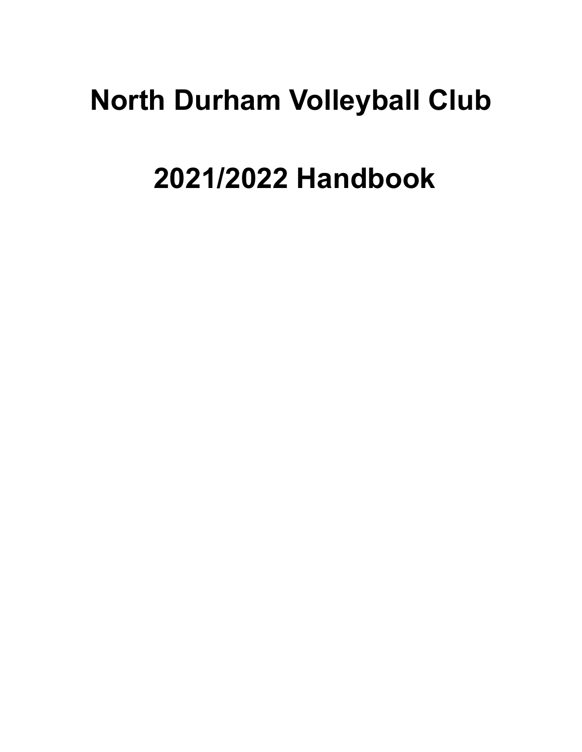# North Durham Volleyball Club

# 2021/2022 Handbook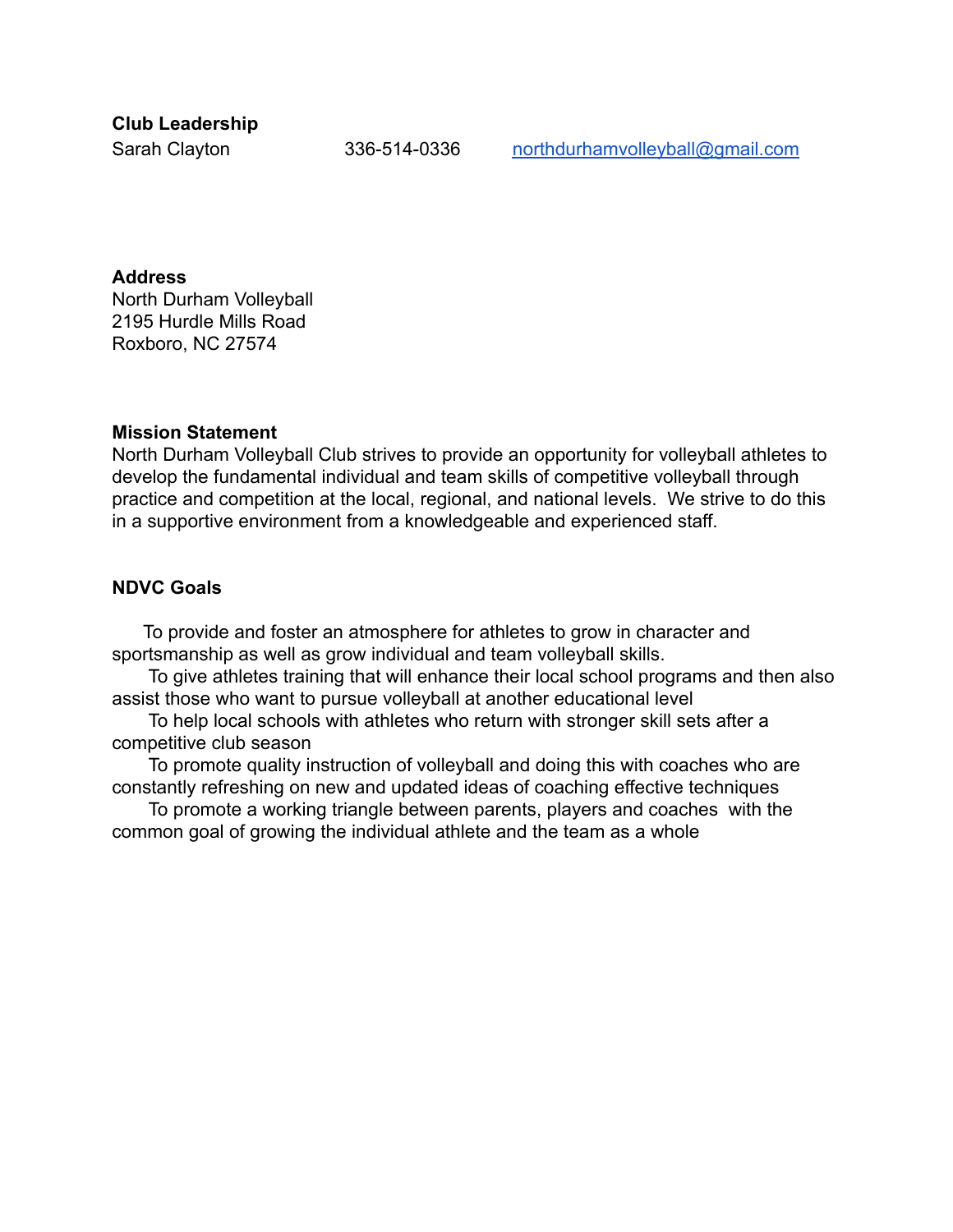**Club Leadership**

Sarah Clayton 336-514-0336 northdurhamvolleyball@gmail.com

**Address**

North Durham Volleyball
2195 Hurdle Mills Road
Roxboro, NC 27574

**Mission Statement**

North Durham Volleyball Club strives to provide an opportunity for volleyball athletes to develop the fundamental individual and team skills of competitive volleyball through practice and competition at the local, regional, and national levels. We strive to do this in a supportive environment from a knowledgeable and experienced staff.

**NDVC Goals**

To provide and foster an atmosphere for athletes to grow in character and sportsmanship as well as grow individual and team volleyball skills.

To give athletes training that will enhance their local school programs and then also assist those who want to pursue volleyball at another educational level

To help local schools with athletes who return with stronger skill sets after a competitive club season

To promote quality instruction of volleyball and doing this with coaches who are constantly refreshing on new and updated ideas of coaching effective techniques

To promote a working triangle between parents, players and coaches with the common goal of growing the individual athlete and the team as a whole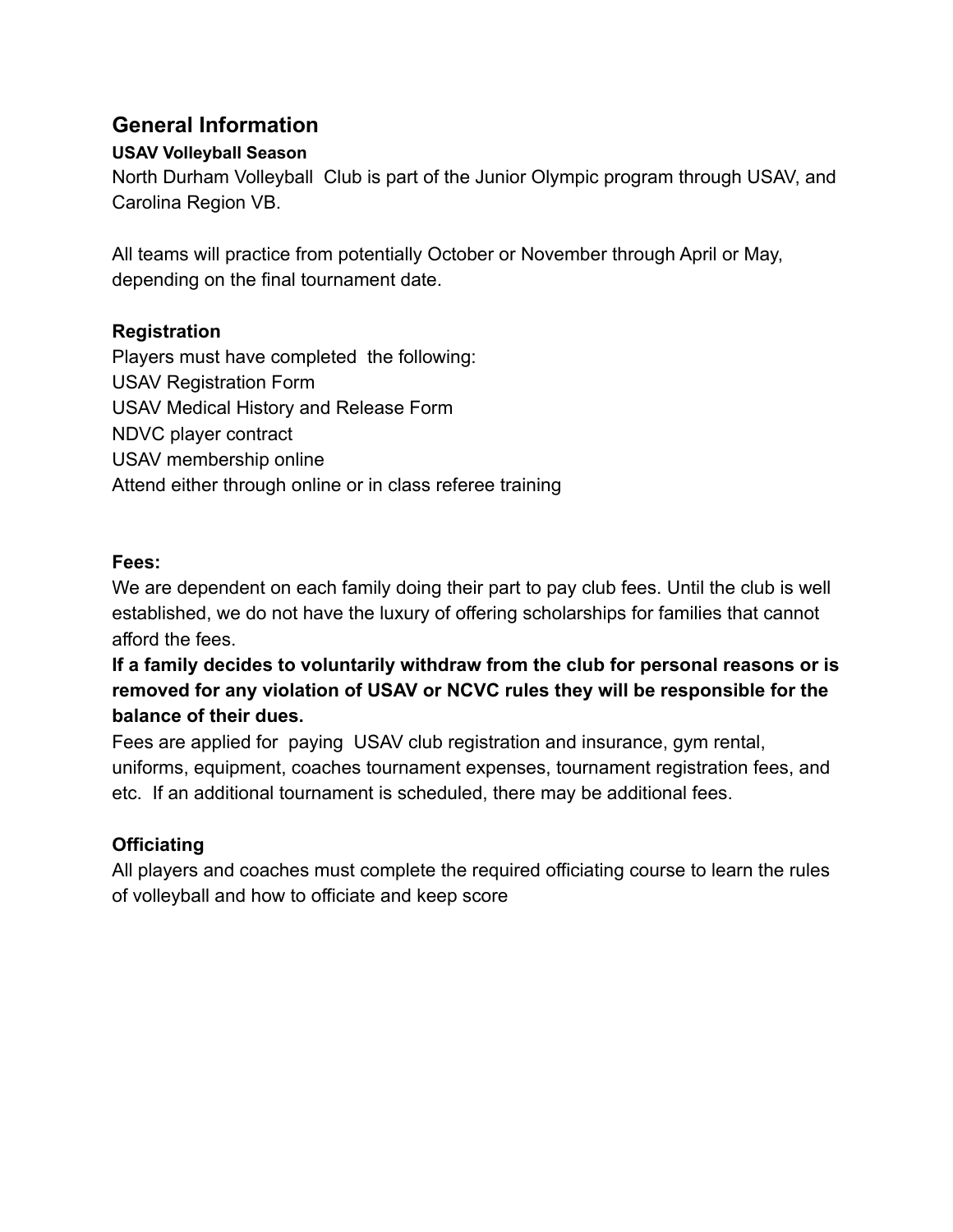## General Information

**USAV Volleyball Season**

North Durham Volleyball Club is part of the Junior Olympic program through USAV, and Carolina Region VB.

All teams will practice from potentially October or November through April or May, depending on the final tournament date.

**Registration**

Players must have completed the following:

USAV Registration Form
USAV Medical History and Release Form
NDVC player contract
USAV membership online
Attend either through online or in class referee training

**Fees:**

We are dependent on each family doing their part to pay club fees. Until the club is well established, we do not have the luxury of offering scholarships for families that cannot afford the fees.

**If a family decides to voluntarily withdraw from the club for personal reasons or is removed for any violation of USAV or NCVC rules they will be responsible for the balance of their dues.**

Fees are applied for paying USAV club registration and insurance, gym rental, uniforms, equipment, coaches tournament expenses, tournament registration fees, and etc. If an additional tournament is scheduled, there may be additional fees.

**Officiating**

All players and coaches must complete the required officiating course to learn the rules of volleyball and how to officiate and keep score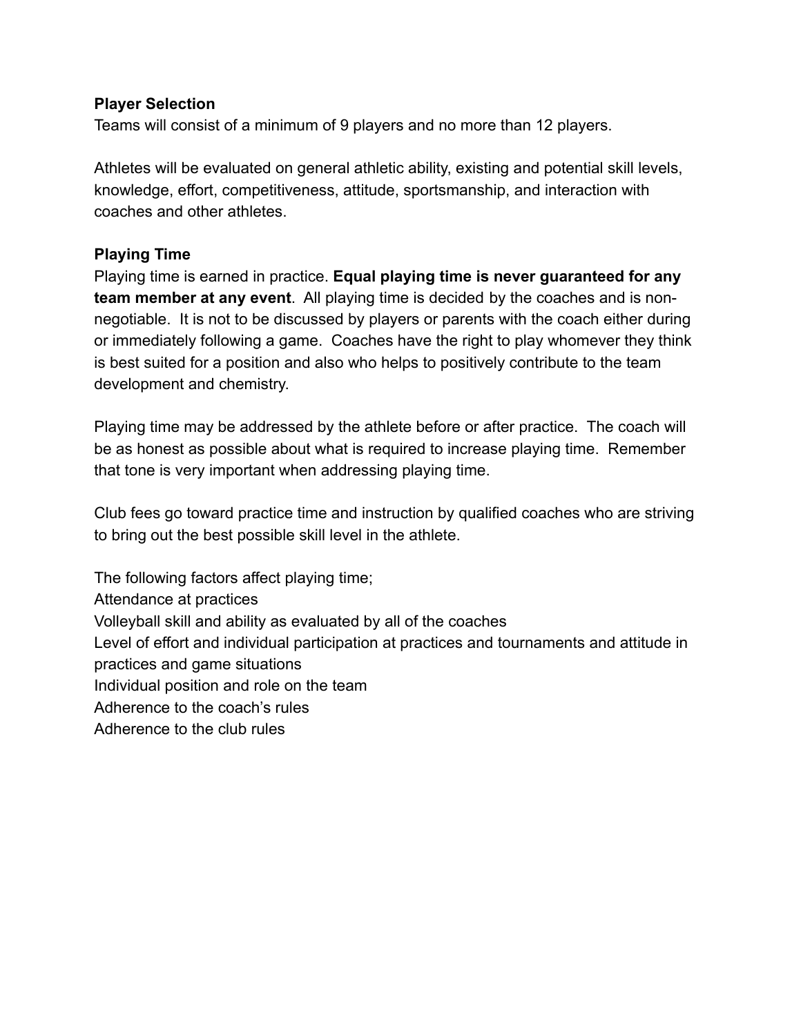**Player Selection**

Teams will consist of a minimum of 9 players and no more than 12 players.

Athletes will be evaluated on general athletic ability, existing and potential skill levels, knowledge, effort, competitiveness, attitude, sportsmanship, and interaction with coaches and other athletes.

**Playing Time**

Playing time is earned in practice. **Equal playing time is never guaranteed for any team member at any event**. All playing time is decided by the coaches and is non-negotiable. It is not to be discussed by players or parents with the coach either during or immediately following a game. Coaches have the right to play whomever they think is best suited for a position and also who helps to positively contribute to the team development and chemistry.

Playing time may be addressed by the athlete before or after practice. The coach will be as honest as possible about what is required to increase playing time. Remember that tone is very important when addressing playing time.

Club fees go toward practice time and instruction by qualified coaches who are striving to bring out the best possible skill level in the athlete.

The following factors affect playing time;

Attendance at practices

Volleyball skill and ability as evaluated by all of the coaches

Level of effort and individual participation at practices and tournaments and attitude in practices and game situations

Individual position and role on the team

Adherence to the coach's rules

Adherence to the club rules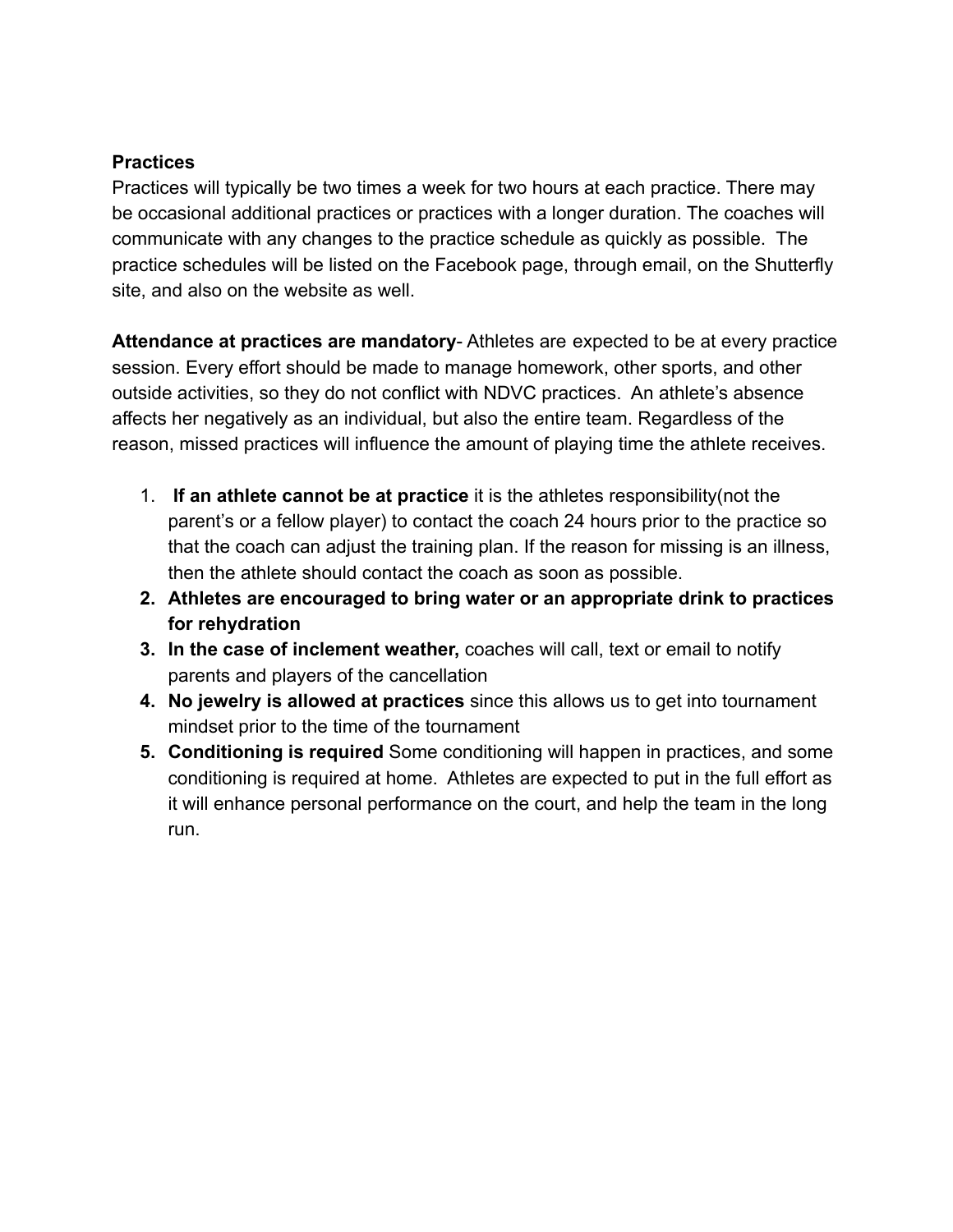**Practices**

Practices will typically be two times a week for two hours at each practice. There may be occasional additional practices or practices with a longer duration. The coaches will communicate with any changes to the practice schedule as quickly as possible. The practice schedules will be listed on the Facebook page, through email, on the Shutterfly site, and also on the website as well.

**Attendance at practices are mandatory**- Athletes are expected to be at every practice session. Every effort should be made to manage homework, other sports, and other outside activities, so they do not conflict with NDVC practices. An athlete's absence affects her negatively as an individual, but also the entire team. Regardless of the reason, missed practices will influence the amount of playing time the athlete receives.

1. **If an athlete cannot be at practice** it is the athletes responsibility(not the parent's or a fellow player) to contact the coach 24 hours prior to the practice so that the coach can adjust the training plan. If the reason for missing is an illness, then the athlete should contact the coach as soon as possible.
2. **Athletes are encouraged to bring water or an appropriate drink to practices for rehydration**
3. **In the case of inclement weather,** coaches will call, text or email to notify parents and players of the cancellation
4. **No jewelry is allowed at practices** since this allows us to get into tournament mindset prior to the time of the tournament
5. **Conditioning is required** Some conditioning will happen in practices, and some conditioning is required at home. Athletes are expected to put in the full effort as it will enhance personal performance on the court, and help the team in the long run.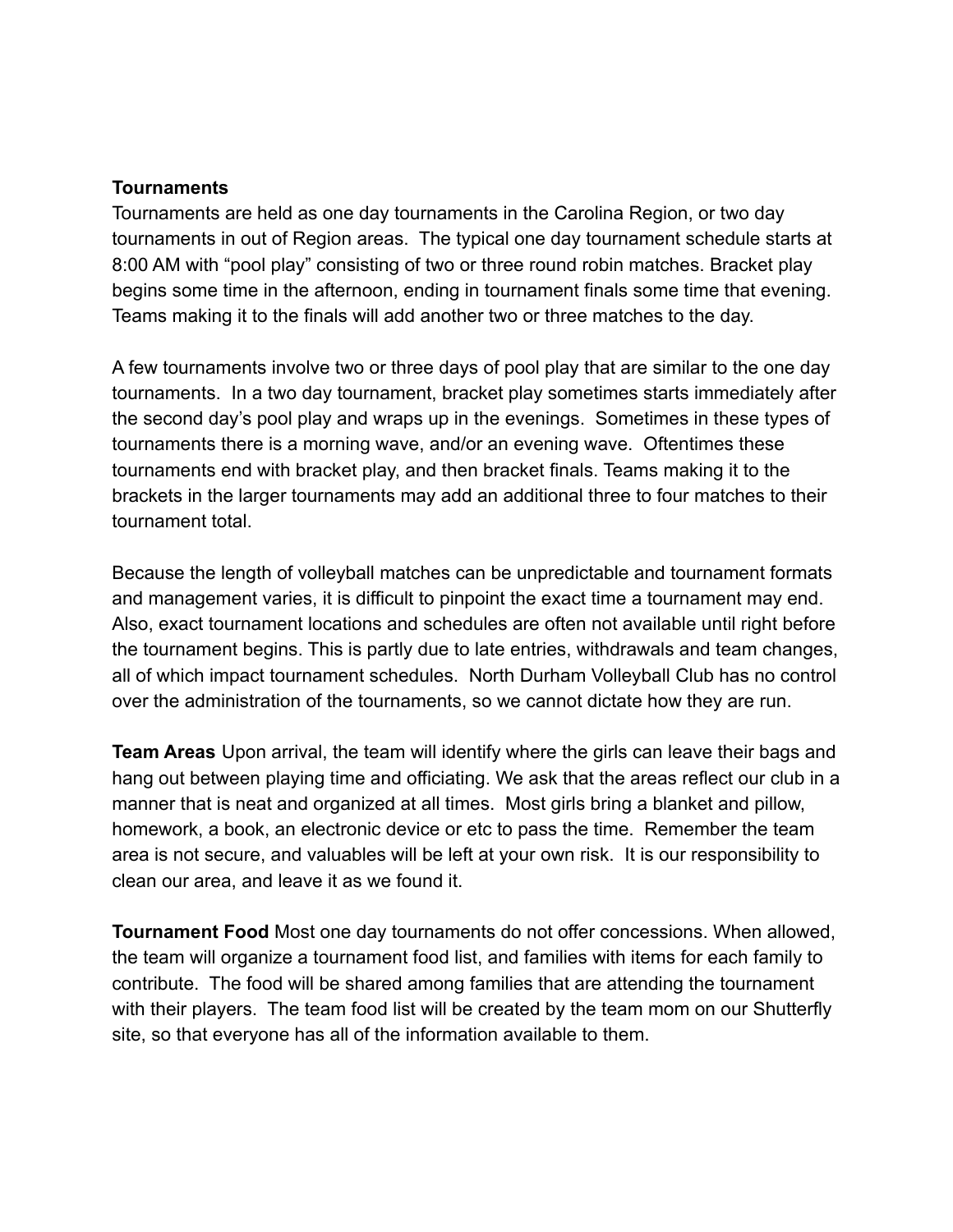**Tournaments**

Tournaments are held as one day tournaments in the Carolina Region, or two day tournaments in out of Region areas. The typical one day tournament schedule starts at 8:00 AM with "pool play" consisting of two or three round robin matches. Bracket play begins some time in the afternoon, ending in tournament finals some time that evening. Teams making it to the finals will add another two or three matches to the day.

A few tournaments involve two or three days of pool play that are similar to the one day tournaments. In a two day tournament, bracket play sometimes starts immediately after the second day's pool play and wraps up in the evenings. Sometimes in these types of tournaments there is a morning wave, and/or an evening wave. Oftentimes these tournaments end with bracket play, and then bracket finals. Teams making it to the brackets in the larger tournaments may add an additional three to four matches to their tournament total.

Because the length of volleyball matches can be unpredictable and tournament formats and management varies, it is difficult to pinpoint the exact time a tournament may end. Also, exact tournament locations and schedules are often not available until right before the tournament begins. This is partly due to late entries, withdrawals and team changes, all of which impact tournament schedules. North Durham Volleyball Club has no control over the administration of the tournaments, so we cannot dictate how they are run.

**Team Areas** Upon arrival, the team will identify where the girls can leave their bags and hang out between playing time and officiating. We ask that the areas reflect our club in a manner that is neat and organized at all times. Most girls bring a blanket and pillow, homework, a book, an electronic device or etc to pass the time. Remember the team area is not secure, and valuables will be left at your own risk. It is our responsibility to clean our area, and leave it as we found it.

**Tournament Food** Most one day tournaments do not offer concessions. When allowed, the team will organize a tournament food list, and families with items for each family to contribute. The food will be shared among families that are attending the tournament with their players. The team food list will be created by the team mom on our Shutterfly site, so that everyone has all of the information available to them.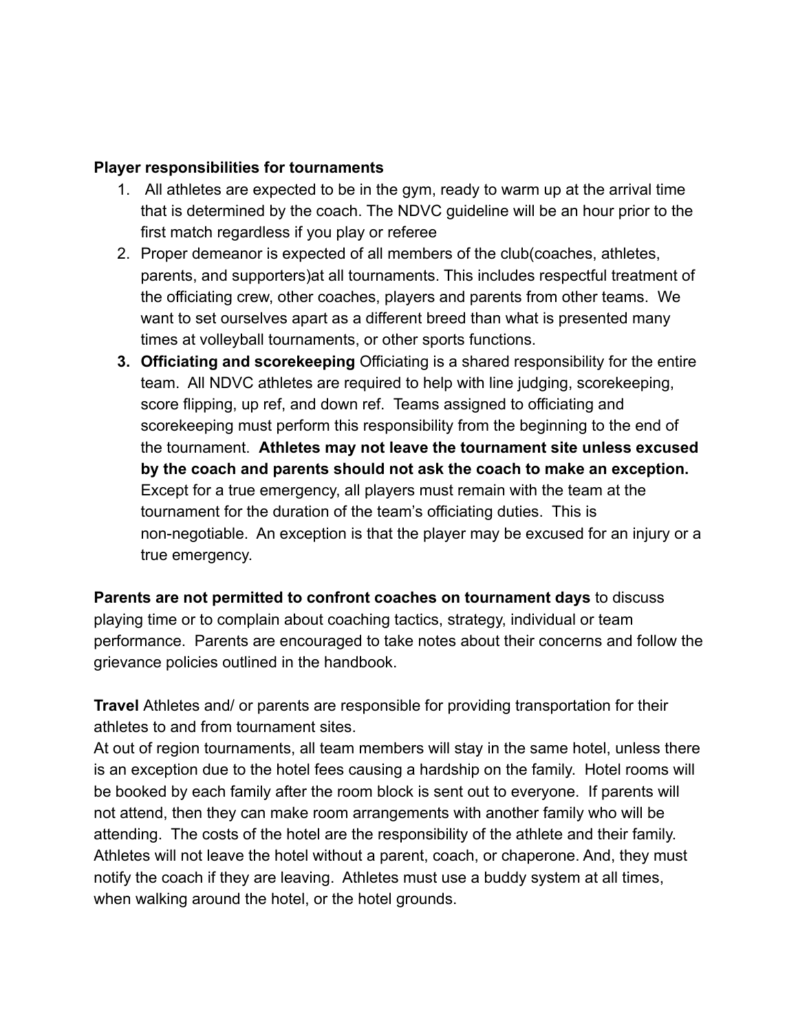**Player responsibilities for tournaments**

1. All athletes are expected to be in the gym, ready to warm up at the arrival time that is determined by the coach. The NDVC guideline will be an hour prior to the first match regardless if you play or referee
2. Proper demeanor is expected of all members of the club(coaches, athletes, parents, and supporters)at all tournaments. This includes respectful treatment of the officiating crew, other coaches, players and parents from other teams. We want to set ourselves apart as a different breed than what is presented many times at volleyball tournaments, or other sports functions.
3. **Officiating and scorekeeping** Officiating is a shared responsibility for the entire team. All NDVC athletes are required to help with line judging, scorekeeping, score flipping, up ref, and down ref. Teams assigned to officiating and scorekeeping must perform this responsibility from the beginning to the end of the tournament. **Athletes may not leave the tournament site unless excused by the coach and parents should not ask the coach to make an exception.** Except for a true emergency, all players must remain with the team at the tournament for the duration of the team's officiating duties. This is non-negotiable. An exception is that the player may be excused for an injury or a true emergency.

**Parents are not permitted to confront coaches on tournament days** to discuss playing time or to complain about coaching tactics, strategy, individual or team performance. Parents are encouraged to take notes about their concerns and follow the grievance policies outlined in the handbook.

**Travel** Athletes and/ or parents are responsible for providing transportation for their athletes to and from tournament sites.
At out of region tournaments, all team members will stay in the same hotel, unless there is an exception due to the hotel fees causing a hardship on the family. Hotel rooms will be booked by each family after the room block is sent out to everyone. If parents will not attend, then they can make room arrangements with another family who will be attending. The costs of the hotel are the responsibility of the athlete and their family. Athletes will not leave the hotel without a parent, coach, or chaperone. And, they must notify the coach if they are leaving. Athletes must use a buddy system at all times, when walking around the hotel, or the hotel grounds.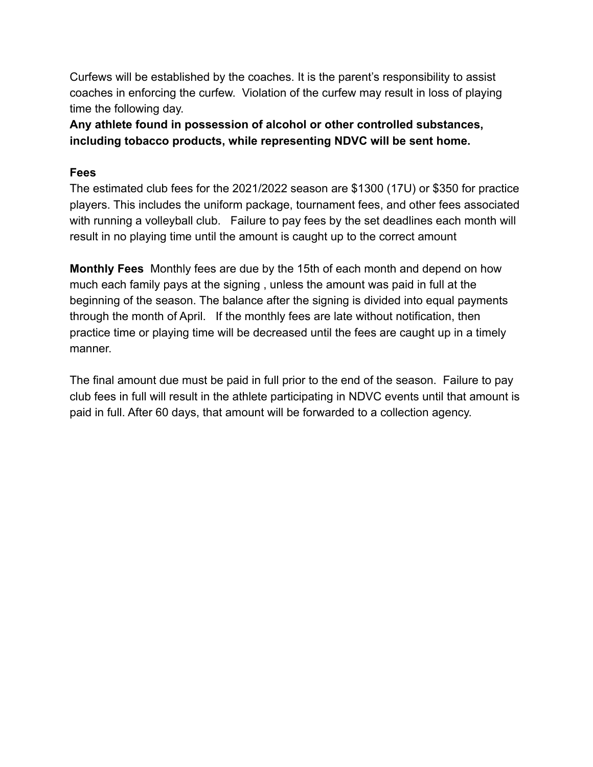Curfews will be established by the coaches. It is the parent's responsibility to assist coaches in enforcing the curfew. Violation of the curfew may result in loss of playing time the following day.

**Any athlete found in possession of alcohol or other controlled substances, including tobacco products, while representing NDVC will be sent home.**

**Fees**

The estimated club fees for the 2021/2022 season are $1300 (17U) or $350 for practice players. This includes the uniform package, tournament fees, and other fees associated with running a volleyball club. Failure to pay fees by the set deadlines each month will result in no playing time until the amount is caught up to the correct amount

**Monthly Fees** Monthly fees are due by the 15th of each month and depend on how much each family pays at the signing , unless the amount was paid in full at the beginning of the season. The balance after the signing is divided into equal payments through the month of April. If the monthly fees are late without notification, then practice time or playing time will be decreased until the fees are caught up in a timely manner.

The final amount due must be paid in full prior to the end of the season. Failure to pay club fees in full will result in the athlete participating in NDVC events until that amount is paid in full. After 60 days, that amount will be forwarded to a collection agency.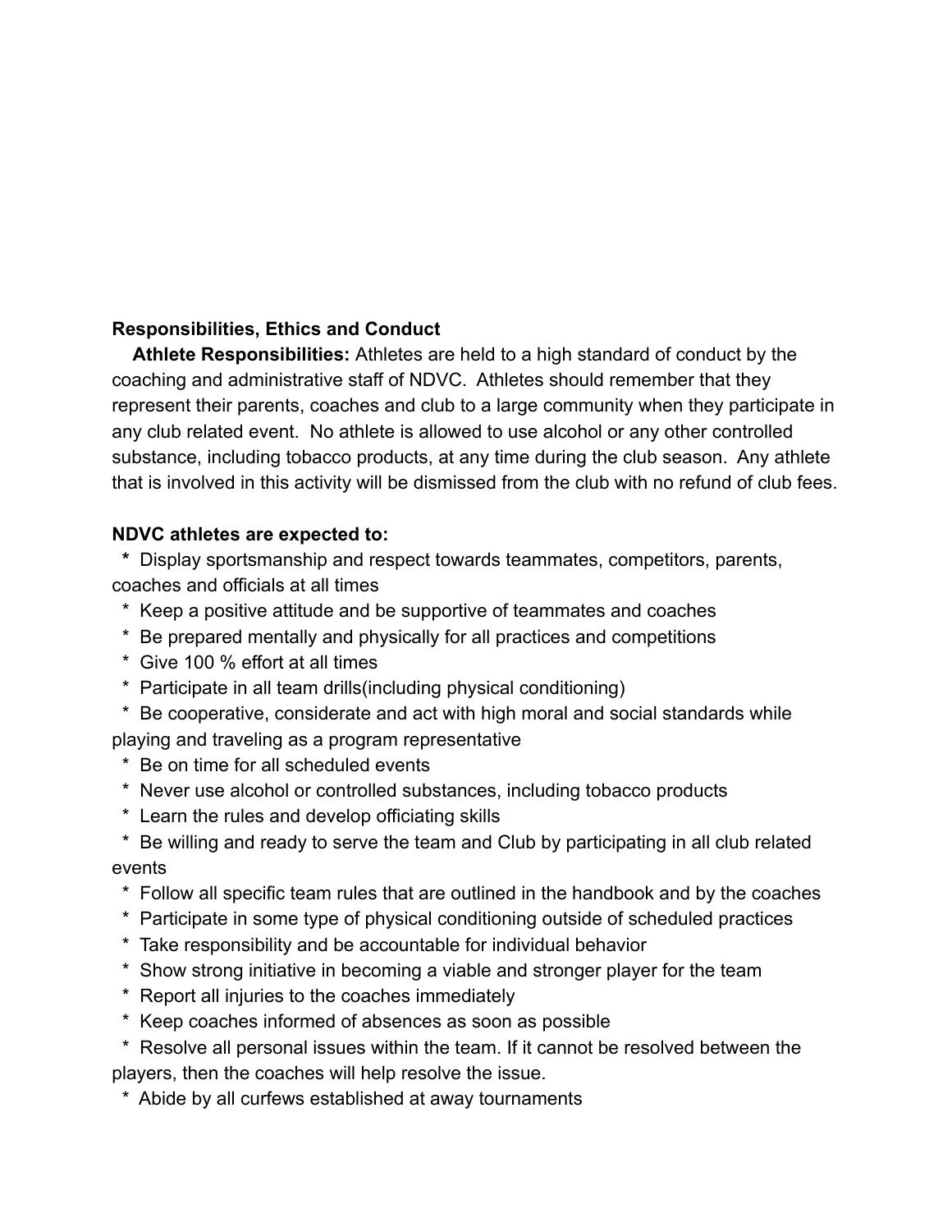**Responsibilities, Ethics and Conduct**

**Athlete Responsibilities:** Athletes are held to a high standard of conduct by the coaching and administrative staff of NDVC. Athletes should remember that they represent their parents, coaches and club to a large community when they participate in any club related event. No athlete is allowed to use alcohol or any other controlled substance, including tobacco products, at any time during the club season. Any athlete that is involved in this activity will be dismissed from the club with no refund of club fees.

**NDVC athletes are expected to:**

* Display sportsmanship and respect towards teammates, competitors, parents, coaches and officials at all times
* Keep a positive attitude and be supportive of teammates and coaches
* Be prepared mentally and physically for all practices and competitions
* Give 100 % effort at all times
* Participate in all team drills(including physical conditioning)
* Be cooperative, considerate and act with high moral and social standards while playing and traveling as a program representative
* Be on time for all scheduled events
* Never use alcohol or controlled substances, including tobacco products
* Learn the rules and develop officiating skills
* Be willing and ready to serve the team and Club by participating in all club related events
* Follow all specific team rules that are outlined in the handbook and by the coaches
* Participate in some type of physical conditioning outside of scheduled practices
* Take responsibility and be accountable for individual behavior
* Show strong initiative in becoming a viable and stronger player for the team
* Report all injuries to the coaches immediately
* Keep coaches informed of absences as soon as possible
* Resolve all personal issues within the team. If it cannot be resolved between the players, then the coaches will help resolve the issue.
* Abide by all curfews established at away tournaments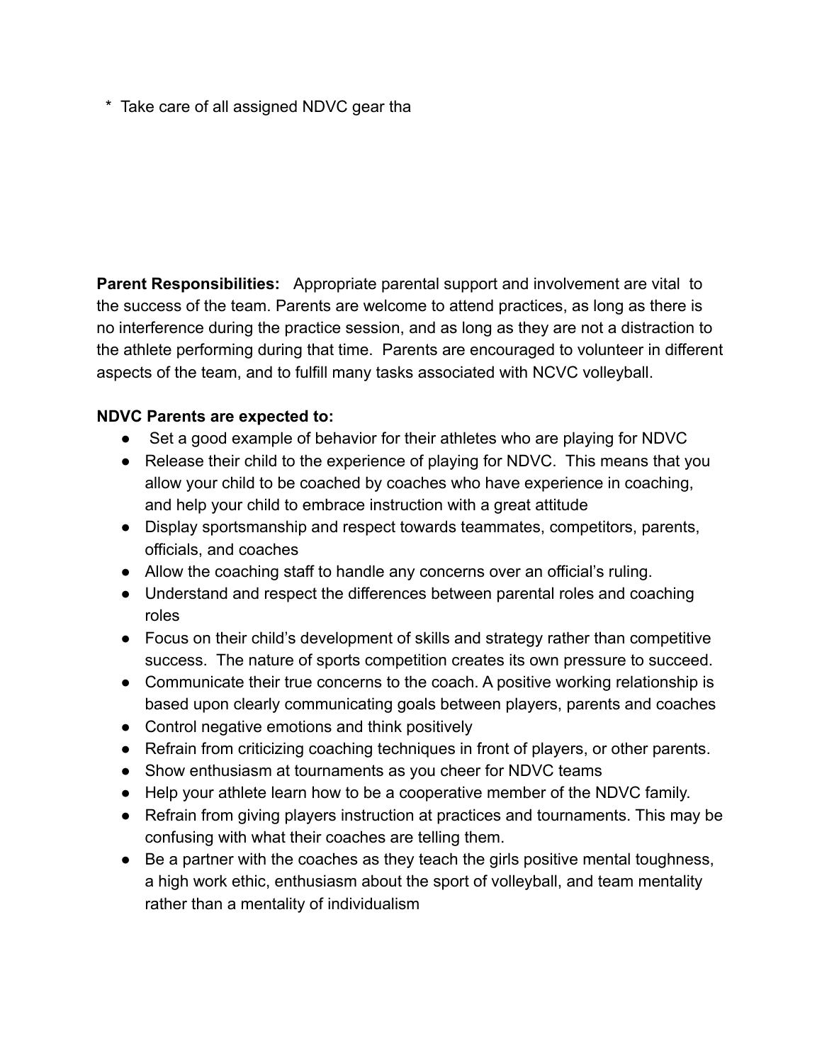* Take care of all assigned NDVC gear tha

**Parent Responsibilities:** Appropriate parental support and involvement are vital to the success of the team. Parents are welcome to attend practices, as long as there is no interference during the practice session, and as long as they are not a distraction to the athlete performing during that time. Parents are encouraged to volunteer in different aspects of the team, and to fulfill many tasks associated with NCVC volleyball.

**NDVC Parents are expected to:**

- Set a good example of behavior for their athletes who are playing for NDVC
- Release their child to the experience of playing for NDVC. This means that you allow your child to be coached by coaches who have experience in coaching, and help your child to embrace instruction with a great attitude
- Display sportsmanship and respect towards teammates, competitors, parents, officials, and coaches
- Allow the coaching staff to handle any concerns over an official's ruling.
- Understand and respect the differences between parental roles and coaching roles
- Focus on their child's development of skills and strategy rather than competitive success. The nature of sports competition creates its own pressure to succeed.
- Communicate their true concerns to the coach. A positive working relationship is based upon clearly communicating goals between players, parents and coaches
- Control negative emotions and think positively
- Refrain from criticizing coaching techniques in front of players, or other parents.
- Show enthusiasm at tournaments as you cheer for NDVC teams
- Help your athlete learn how to be a cooperative member of the NDVC family.
- Refrain from giving players instruction at practices and tournaments. This may be confusing with what their coaches are telling them.
- Be a partner with the coaches as they teach the girls positive mental toughness, a high work ethic, enthusiasm about the sport of volleyball, and team mentality rather than a mentality of individualism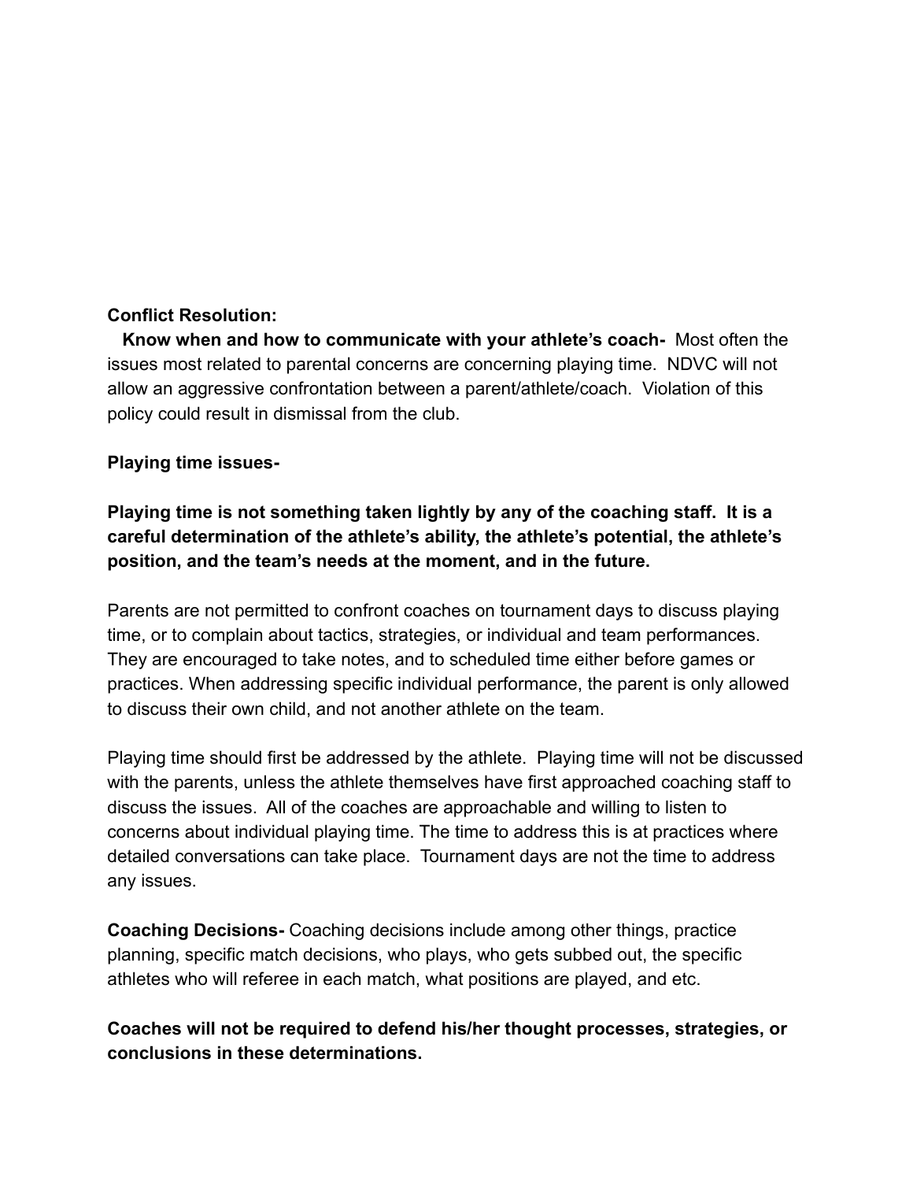**Conflict Resolution:**

**Know when and how to communicate with your athlete's coach-** Most often the issues most related to parental concerns are concerning playing time. NDVC will not allow an aggressive confrontation between a parent/athlete/coach. Violation of this policy could result in dismissal from the club.

**Playing time issues-**

**Playing time is not something taken lightly by any of the coaching staff. It is a careful determination of the athlete's ability, the athlete's potential, the athlete's position, and the team's needs at the moment, and in the future.**

Parents are not permitted to confront coaches on tournament days to discuss playing time, or to complain about tactics, strategies, or individual and team performances. They are encouraged to take notes, and to scheduled time either before games or practices. When addressing specific individual performance, the parent is only allowed to discuss their own child, and not another athlete on the team.

Playing time should first be addressed by the athlete. Playing time will not be discussed with the parents, unless the athlete themselves have first approached coaching staff to discuss the issues. All of the coaches are approachable and willing to listen to concerns about individual playing time. The time to address this is at practices where detailed conversations can take place. Tournament days are not the time to address any issues.

**Coaching Decisions-** Coaching decisions include among other things, practice planning, specific match decisions, who plays, who gets subbed out, the specific athletes who will referee in each match, what positions are played, and etc.

**Coaches will not be required to defend his/her thought processes, strategies, or conclusions in these determinations.**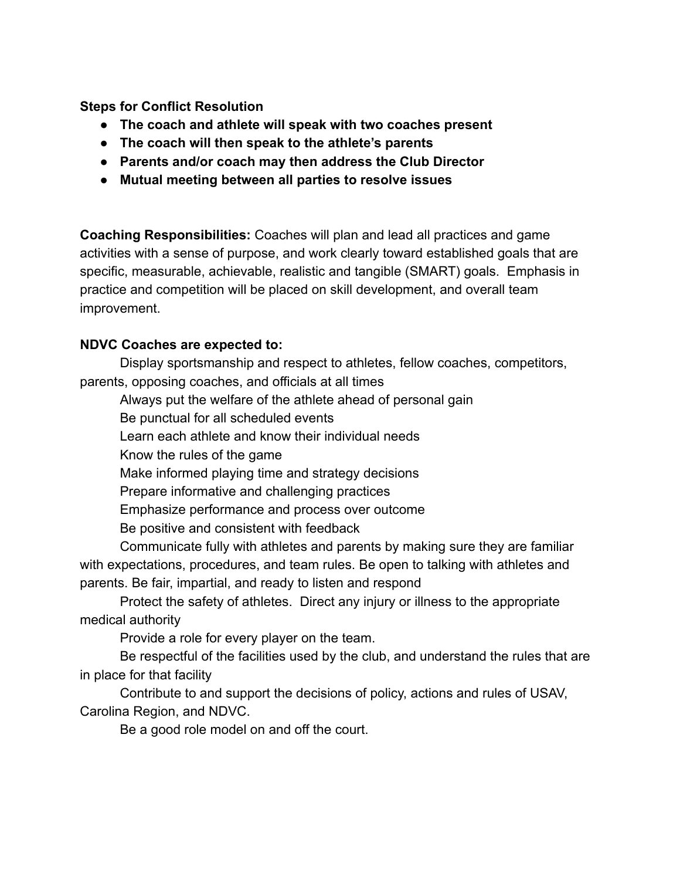**Steps for Conflict Resolution**

- **The coach and athlete will speak with two coaches present**
- **The coach will then speak to the athlete's parents**
- **Parents and/or coach may then address the Club Director**
- **Mutual meeting between all parties to resolve issues**

**Coaching Responsibilities:** Coaches will plan and lead all practices and game activities with a sense of purpose, and work clearly toward established goals that are specific, measurable, achievable, realistic and tangible (SMART) goals. Emphasis in practice and competition will be placed on skill development, and overall team improvement.

**NDVC Coaches are expected to:**

Display sportsmanship and respect to athletes, fellow coaches, competitors, parents, opposing coaches, and officials at all times

Always put the welfare of the athlete ahead of personal gain

Be punctual for all scheduled events

Learn each athlete and know their individual needs

Know the rules of the game

Make informed playing time and strategy decisions

Prepare informative and challenging practices

Emphasize performance and process over outcome

Be positive and consistent with feedback

Communicate fully with athletes and parents by making sure they are familiar with expectations, procedures, and team rules. Be open to talking with athletes and parents. Be fair, impartial, and ready to listen and respond

Protect the safety of athletes. Direct any injury or illness to the appropriate medical authority

Provide a role for every player on the team.

Be respectful of the facilities used by the club, and understand the rules that are in place for that facility

Contribute to and support the decisions of policy, actions and rules of USAV, Carolina Region, and NDVC.

Be a good role model on and off the court.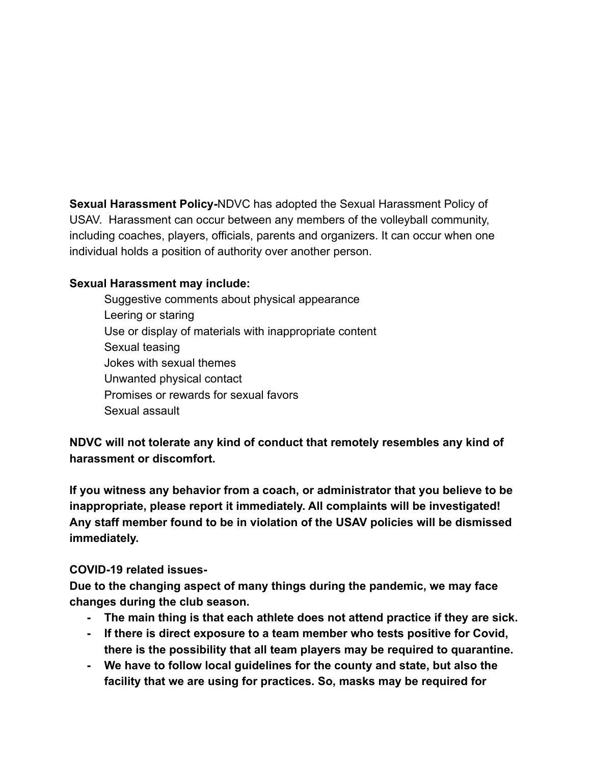**Sexual Harassment Policy-**NDVC has adopted the Sexual Harassment Policy of USAV. Harassment can occur between any members of the volleyball community, including coaches, players, officials, parents and organizers. It can occur when one individual holds a position of authority over another person.

**Sexual Harassment may include:**

Suggestive comments about physical appearance
Leering or staring
Use or display of materials with inappropriate content
Sexual teasing
Jokes with sexual themes
Unwanted physical contact
Promises or rewards for sexual favors
Sexual assault

**NDVC will not tolerate any kind of conduct that remotely resembles any kind of harassment or discomfort.**

**If you witness any behavior from a coach, or administrator that you believe to be inappropriate, please report it immediately. All complaints will be investigated! Any staff member found to be in violation of the USAV policies will be dismissed immediately.**

**COVID-19 related issues-**

**Due to the changing aspect of many things during the pandemic, we may face changes during the club season.**

- **The main thing is that each athlete does not attend practice if they are sick.**
- **If there is direct exposure to a team member who tests positive for Covid, there is the possibility that all team players may be required to quarantine.**
- **We have to follow local guidelines for the county and state, but also the facility that we are using for practices. So, masks may be required for**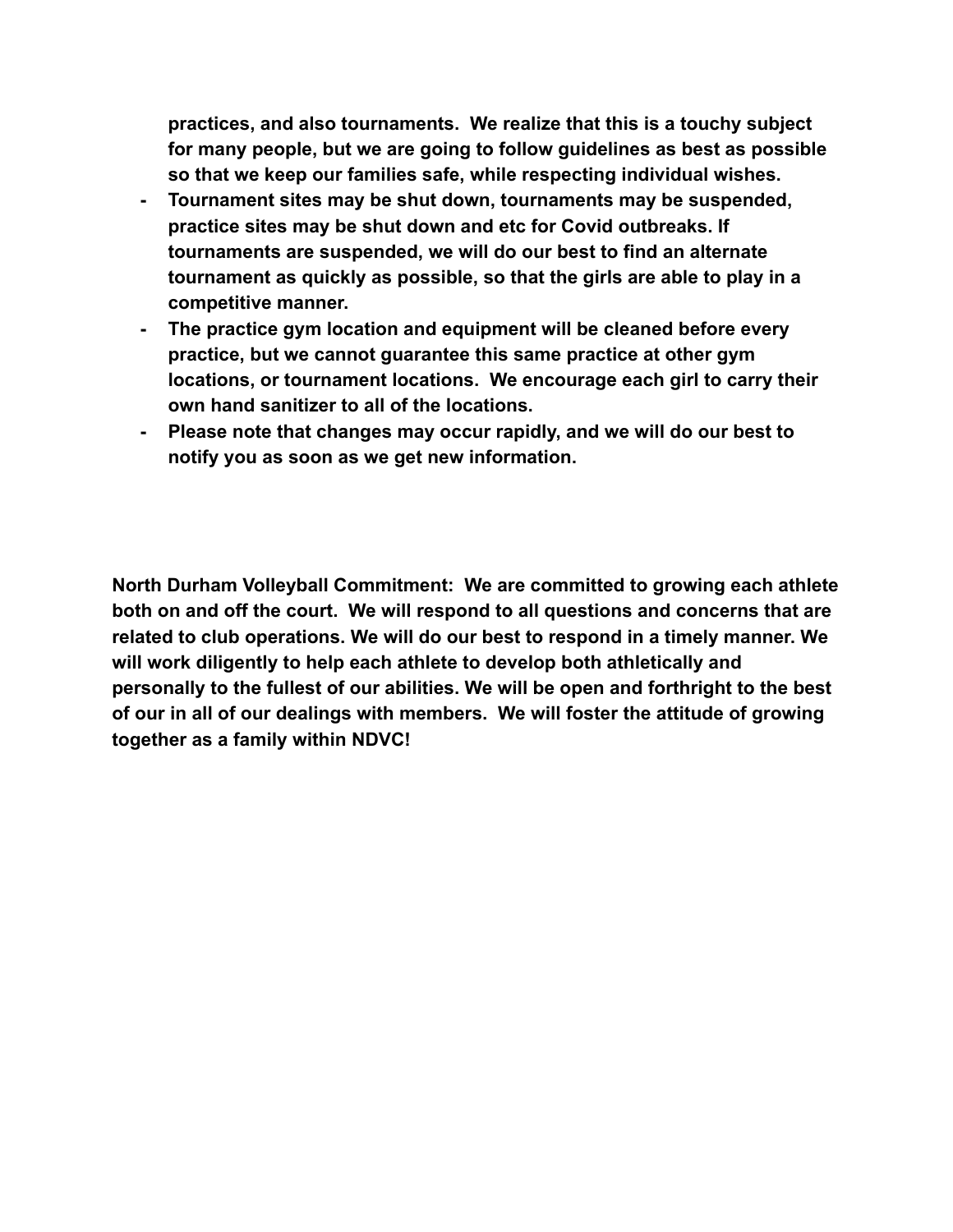**practices, and also tournaments. We realize that this is a touchy subject for many people, but we are going to follow guidelines as best as possible so that we keep our families safe, while respecting individual wishes.**

- **Tournament sites may be shut down, tournaments may be suspended, practice sites may be shut down and etc for Covid outbreaks. If tournaments are suspended, we will do our best to find an alternate tournament as quickly as possible, so that the girls are able to play in a competitive manner.**
- **The practice gym location and equipment will be cleaned before every practice, but we cannot guarantee this same practice at other gym locations, or tournament locations. We encourage each girl to carry their own hand sanitizer to all of the locations.**
- **Please note that changes may occur rapidly, and we will do our best to notify you as soon as we get new information.**

**North Durham Volleyball Commitment: We are committed to growing each athlete both on and off the court. We will respond to all questions and concerns that are related to club operations. We will do our best to respond in a timely manner. We will work diligently to help each athlete to develop both athletically and personally to the fullest of our abilities. We will be open and forthright to the best of our in all of our dealings with members. We will foster the attitude of growing together as a family within NDVC!**